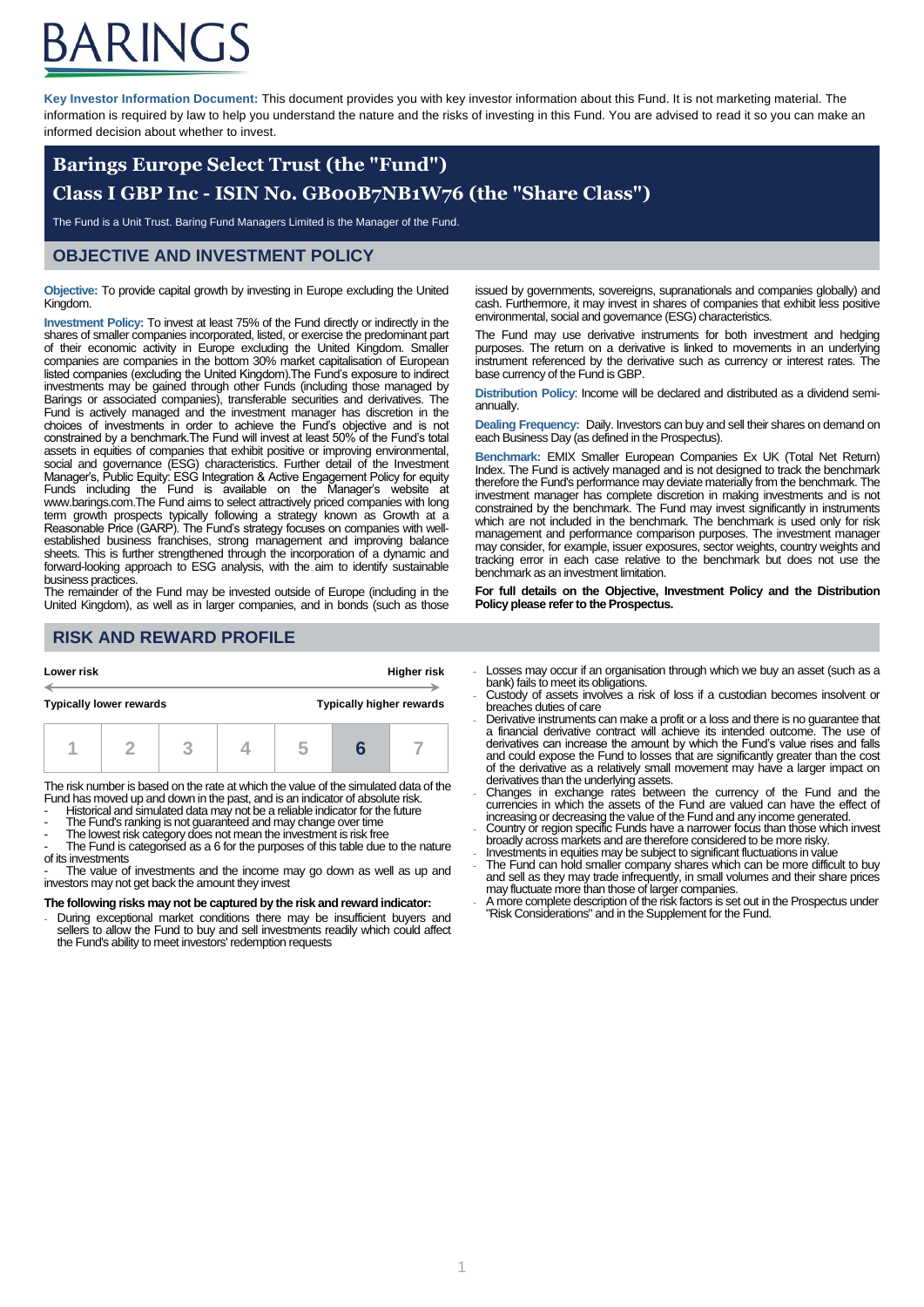BARINGS

**Key Investor Information Document:** This document provides you with key investor information about this Fund. It is not marketing material. The information is required by law to help you understand the nature and the risks of investing in this Fund. You are advised to read it so you can make an informed decision about whether to invest.

# Barings Europe Select Trust (the "Fund")
# Class I GBP Inc - ISIN No. GB00B7NB1W76 (the "Share Class")

The Fund is a Unit Trust. Baring Fund Managers Limited is the Manager of the Fund.

## OBJECTIVE AND INVESTMENT POLICY

**Objective:** To provide capital growth by investing in Europe excluding the United Kingdom.

**Investment Policy:** To invest at least 75% of the Fund directly or indirectly in the shares of smaller companies incorporated, listed, or exercise the predominant part of their economic activity in Europe excluding the United Kingdom. Smaller companies are companies in the bottom 30% market capitalisation of European listed companies (excluding the United Kingdom).The Fund's exposure to indirect investments may be gained through other Funds (including those managed by Barings or associated companies), transferable securities and derivatives. The Fund is actively managed and the investment manager has discretion in the choices of investments in order to achieve the Fund's objective and is not constrained by a benchmark.The Fund will invest at least 50% of the Fund's total assets in equities of companies that exhibit positive or improving environmental, social and governance (ESG) characteristics. Further detail of the Investment Manager's, Public Equity: ESG Integration & Active Engagement Policy for equity Funds including the Fund is available on the Manager's website at www.barings.com.The Fund aims to select attractively priced companies with long term growth prospects typically following a strategy known as Growth at a Reasonable Price (GARP). The Fund's strategy focuses on companies with well-established business franchises, strong management and improving balance sheets. This is further strengthened through the incorporation of a dynamic and forward-looking approach to ESG analysis, with the aim to identify sustainable business practices.
The remainder of the Fund may be invested outside of Europe (including in the United Kingdom), as well as in larger companies, and in bonds (such as those issued by governments, sovereigns, supranationals and companies globally) and cash. Furthermore, it may invest in shares of companies that exhibit less positive environmental, social and governance (ESG) characteristics.

The Fund may use derivative instruments for both investment and hedging purposes. The return on a derivative is linked to movements in an underlying instrument referenced by the derivative such as currency or interest rates. The base currency of the Fund is GBP.

**Distribution Policy**: Income will be declared and distributed as a dividend semi-annually.

**Dealing Frequency:** Daily. Investors can buy and sell their shares on demand on each Business Day (as defined in the Prospectus).

**Benchmark:** EMIX Smaller European Companies Ex UK (Total Net Return) Index. The Fund is actively managed and is not designed to track the benchmark therefore the Fund's performance may deviate materially from the benchmark. The investment manager has complete discretion in making investments and is not constrained by the benchmark. The Fund may invest significantly in instruments which are not included in the benchmark. The benchmark is used only for risk management and performance comparison purposes. The investment manager may consider, for example, issuer exposures, sector weights, country weights and tracking error in each case relative to the benchmark but does not use the benchmark as an investment limitation.

**For full details on the Objective, Investment Policy and the Distribution Policy please refer to the Prospectus.**

## RISK AND REWARD PROFILE

**Lower risk** — **Higher risk**

**Typically lower rewards** — **Typically higher rewards**

| 1 | 2 | 3 | 4 | 5 | 6 | 7 |
|---|---|---|---|---|---|---|

(Highlighted category: **6**)

The risk number is based on the rate at which the value of the simulated data of the Fund has moved up and down in the past, and is an indicator of absolute risk.

- Historical and simulated data may not be a reliable indicator for the future
- The Fund's ranking is not guaranteed and may change over time
- The lowest risk category does not mean the investment is risk free
- The Fund is categorised as a 6 for the purposes of this table due to the nature of its investments
- The value of investments and the income may go down as well as up and investors may not get back the amount they invest

**The following risks may not be captured by the risk and reward indicator:**

- During exceptional market conditions there may be insufficient buyers and sellers to allow the Fund to buy and sell investments readily which could affect the Fund's ability to meet investors' redemption requests
- Losses may occur if an organisation through which we buy an asset (such as a bank) fails to meet its obligations.
- Custody of assets involves a risk of loss if a custodian becomes insolvent or breaches duties of care
- Derivative instruments can make a profit or a loss and there is no guarantee that a financial derivative contract will achieve its intended outcome. The use of derivatives can increase the amount by which the Fund's value rises and falls and could expose the Fund to losses that are significantly greater than the cost of the derivative as a relatively small movement may have a larger impact on derivatives than the underlying assets.
- Changes in exchange rates between the currency of the Fund and the currencies in which the assets of the Fund are valued can have the effect of increasing or decreasing the value of the Fund and any income generated.
- Country or region specific Funds have a narrower focus than those which invest broadly across markets and are therefore considered to be more risky.
- Investments in equities may be subject to significant fluctuations in value
- The Fund can hold smaller company shares which can be more difficult to buy and sell as they may trade infrequently, in small volumes and their share prices may fluctuate more than those of larger companies.
- A more complete description of the risk factors is set out in the Prospectus under "Risk Considerations" and in the Supplement for the Fund.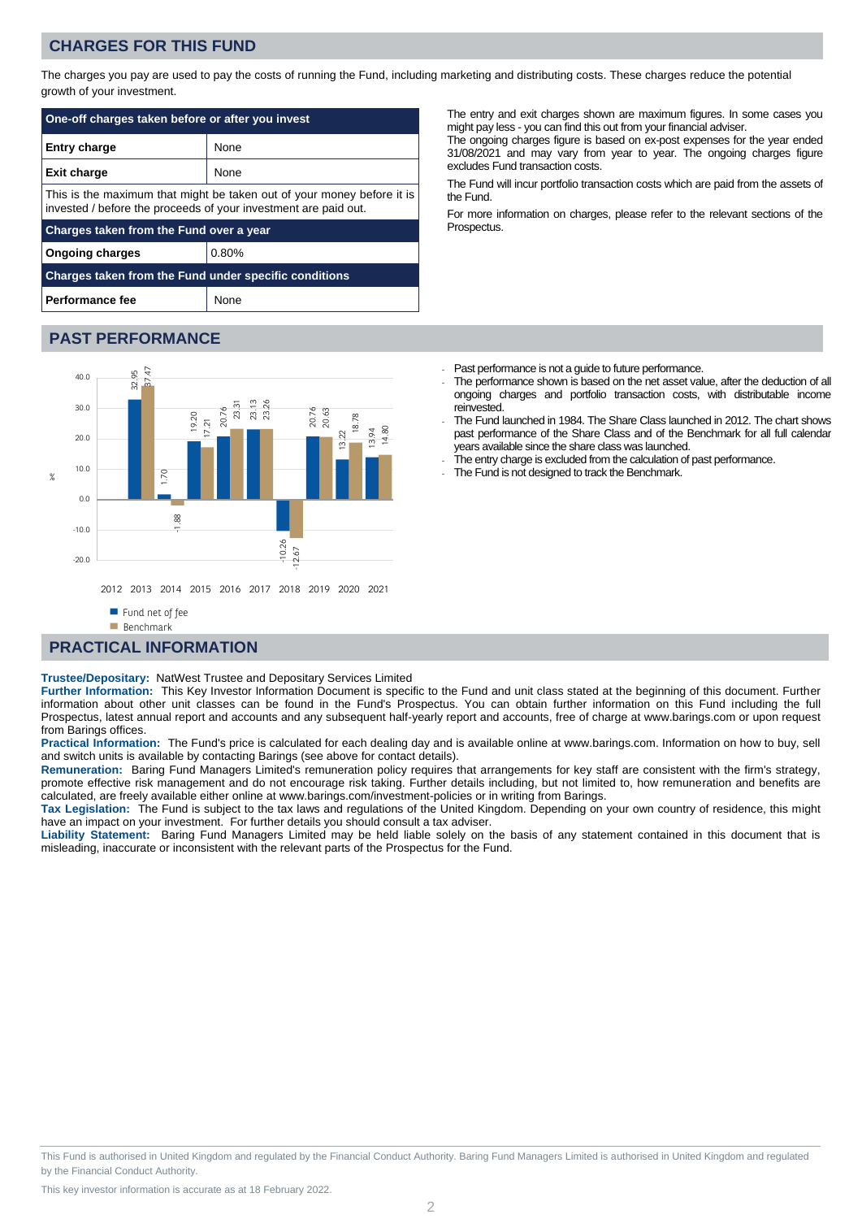## CHARGES FOR THIS FUND

The charges you pay are used to pay the costs of running the Fund, including marketing and distributing costs. These charges reduce the potential growth of your investment.

| One-off charges taken before or after you invest | |
|---|---|
| **Entry charge** | None |
| **Exit charge** | None |
| This is the maximum that might be taken out of your money before it is invested / before the proceeds of your investment are paid out. | |
| **Charges taken from the Fund over a year** | |
| **Ongoing charges** | 0.80% |
| **Charges taken from the Fund under specific conditions** | |
| **Performance fee** | None |

The entry and exit charges shown are maximum figures. In some cases you might pay less - you can find this out from your financial adviser.

The ongoing charges figure is based on ex-post expenses for the year ended 31/08/2021 and may vary from year to year. The ongoing charges figure excludes Fund transaction costs.

The Fund will incur portfolio transaction costs which are paid from the assets of the Fund.

For more information on charges, please refer to the relevant sections of the Prospectus.

## PAST PERFORMANCE

%

40.0
30.0
20.0
10.0
0.0
-10.0
-20.0

32.95 37.47
1.70 -1.88
19.20 17.21
20.76 23.31
23.13 23.26
-10.26 -12.67
20.76 20.63
13.22 18.78
13.94 14.80

2012 2013 2014 2015 2016 2017 2018 2019 2020 2021

Fund net of fee
Benchmark

- Past performance is not a guide to future performance.
- The performance shown is based on the net asset value, after the deduction of all ongoing charges and portfolio transaction costs, with distributable income reinvested.
- The Fund launched in 1984. The Share Class launched in 2012. The chart shows past performance of the Share Class and of the Benchmark for all full calendar years available since the share class was launched.
- The entry charge is excluded from the calculation of past performance.
- The Fund is not designed to track the Benchmark.

## PRACTICAL INFORMATION

**Trustee/Depositary:** NatWest Trustee and Depositary Services Limited

**Further Information:** This Key Investor Information Document is specific to the Fund and unit class stated at the beginning of this document. Further information about other unit classes can be found in the Fund's Prospectus. You can obtain further information on this Fund including the full Prospectus, latest annual report and accounts and any subsequent half-yearly report and accounts, free of charge at www.barings.com or upon request from Barings offices.

**Practical Information:** The Fund's price is calculated for each dealing day and is available online at www.barings.com. Information on how to buy, sell and switch units is available by contacting Barings (see above for contact details).

**Remuneration:** Baring Fund Managers Limited's remuneration policy requires that arrangements for key staff are consistent with the firm's strategy, promote effective risk management and do not encourage risk taking. Further details including, but not limited to, how remuneration and benefits are calculated, are freely available either online at www.barings.com/investment-policies or in writing from Barings.

**Tax Legislation:** The Fund is subject to the tax laws and regulations of the United Kingdom. Depending on your own country of residence, this might have an impact on your investment. For further details you should consult a tax adviser.

**Liability Statement:** Baring Fund Managers Limited may be held liable solely on the basis of any statement contained in this document that is misleading, inaccurate or inconsistent with the relevant parts of the Prospectus for the Fund.

This Fund is authorised in United Kingdom and regulated by the Financial Conduct Authority. Baring Fund Managers Limited is authorised in United Kingdom and regulated by the Financial Conduct Authority.

This key investor information is accurate as at 18 February 2022.